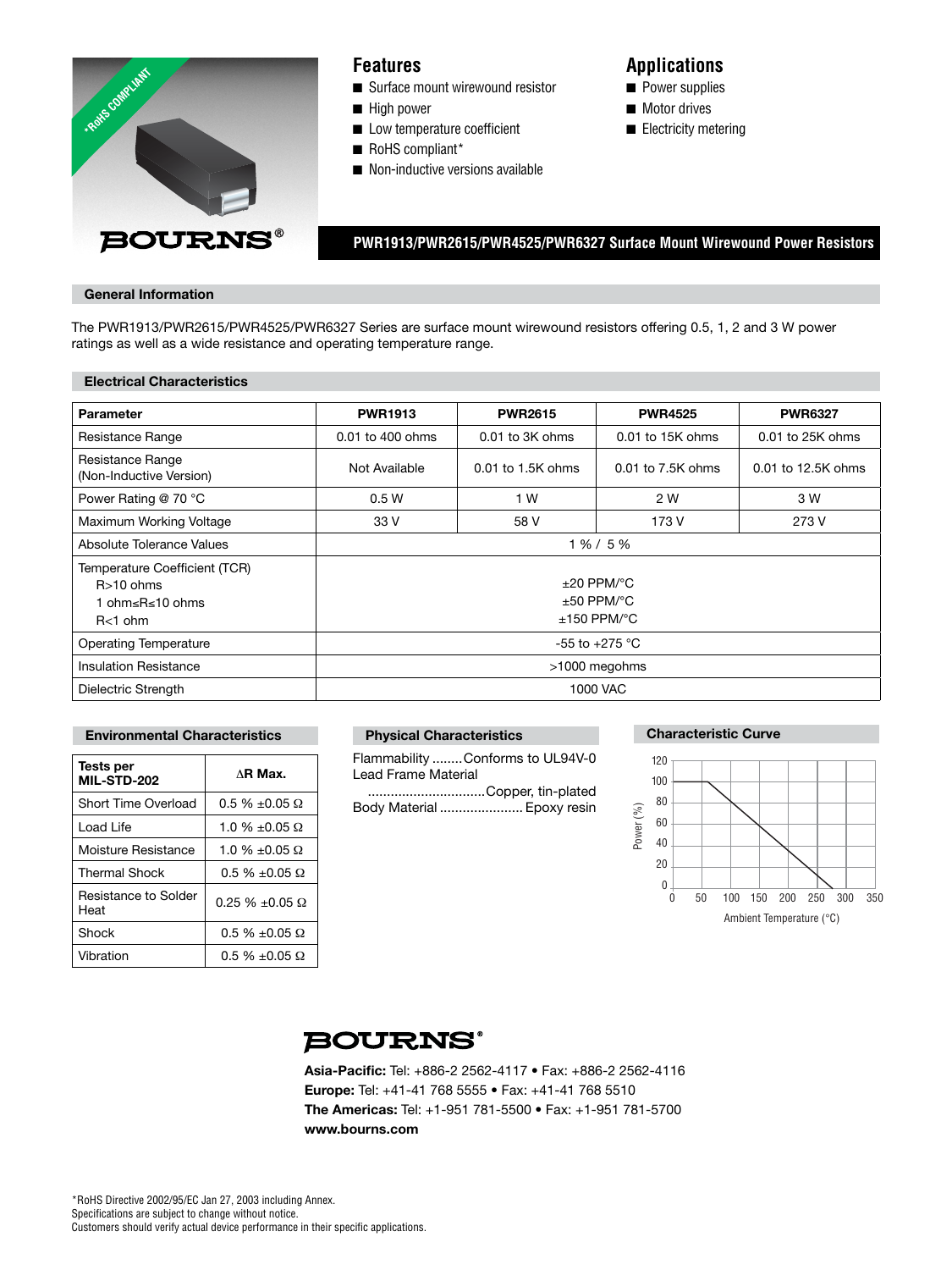*RoHS COMPLIANT

BOURNS®

## Features

- Surface mount wirewound resistor
- High power
- Low temperature coefficient
- RoHS compliant*
- Non-inductive versions available

## Applications

- Power supplies
- Motor drives
- Electricity metering

# PWR1913/PWR2615/PWR4525/PWR6327 Surface Mount Wirewound Power Resistors

## General Information

The PWR1913/PWR2615/PWR4525/PWR6327 Series are surface mount wirewound resistors offering 0.5, 1, 2 and 3 W power ratings as well as a wide resistance and operating temperature range.

## Electrical Characteristics

| Parameter | PWR1913 | PWR2615 | PWR4525 | PWR6327 |
|---|---|---|---|---|
| Resistance Range | 0.01 to 400 ohms | 0.01 to 3K ohms | 0.01 to 15K ohms | 0.01 to 25K ohms |
| Resistance Range (Non-Inductive Version) | Not Available | 0.01 to 1.5K ohms | 0.01 to 7.5K ohms | 0.01 to 12.5K ohms |
| Power Rating @ 70 °C | 0.5 W | 1 W | 2 W | 3 W |
| Maximum Working Voltage | 33 V | 58 V | 173 V | 273 V |
| Absolute Tolerance Values | 1 % / 5 % | | | |
| Temperature Coefficient (TCR)<br>R>10 ohms<br>1 ohm≤R≤10 ohms<br>R<1 ohm | <br>±20 PPM/°C<br>±50 PPM/°C<br>±150 PPM/°C | | | |
| Operating Temperature | -55 to +275 °C | | | |
| Insulation Resistance | >1000 megohms | | | |
| Dielectric Strength | 1000 VAC | | | |

## Environmental Characteristics

| Tests per MIL-STD-202 | ΔR Max. |
|---|---|
| Short Time Overload | 0.5 % ±0.05 Ω |
| Load Life | 1.0 % ±0.05 Ω |
| Moisture Resistance | 1.0 % ±0.05 Ω |
| Thermal Shock | 0.5 % ±0.05 Ω |
| Resistance to Solder Heat | 0.25 % ±0.05 Ω |
| Shock | 0.5 % ±0.05 Ω |
| Vibration | 0.5 % ±0.05 Ω |

## Physical Characteristics

Flammability ........Conforms to UL94V-0
Lead Frame Material
...............................Copper, tin-plated
Body Material ...................... Epoxy resin

## Characteristic Curve

Power (%) vs. Ambient Temperature (°C)

BOURNS®

**Asia-Pacific:** Tel: +886-2 2562-4117 • Fax: +886-2 2562-4116
**Europe:** Tel: +41-41 768 5555 • Fax: +41-41 768 5510
**The Americas:** Tel: +1-951 781-5500 • Fax: +1-951 781-5700
**www.bourns.com**

*RoHS Directive 2002/95/EC Jan 27, 2003 including Annex.
Specifications are subject to change without notice.
Customers should verify actual device performance in their specific applications.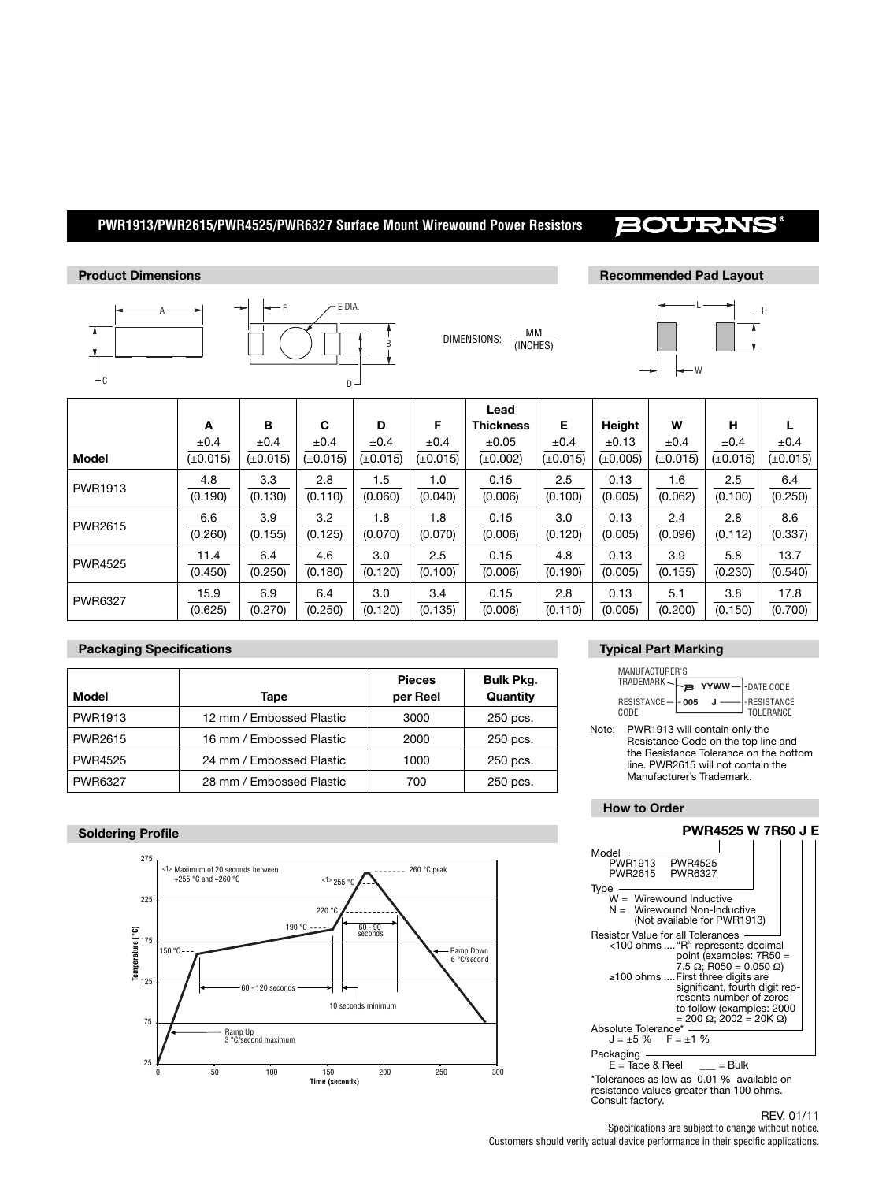## Product Dimensions

A

F

E DIA.

B

C

D

DIMENSIONS: MM (INCHES)

## Recommended Pad Layout

L

H

W

| Model | A ±0.4 (±0.015) | B ±0.4 (±0.015) | C ±0.4 (±0.015) | D ±0.4 (±0.015) | F ±0.4 (±0.015) | Lead Thickness ±0.05 (±0.002) | E ±0.4 (±0.015) | Height ±0.13 (±0.005) | W ±0.4 (±0.015) | H ±0.4 (±0.015) | L ±0.4 (±0.015) |
|---|---|---|---|---|---|---|---|---|---|---|---|
| PWR1913 | 4.8 (0.190) | 3.3 (0.130) | 2.8 (0.110) | 1.5 (0.060) | 1.0 (0.040) | 0.15 (0.006) | 2.5 (0.100) | 0.13 (0.005) | 1.6 (0.062) | 2.5 (0.100) | 6.4 (0.250) |
| PWR2615 | 6.6 (0.260) | 3.9 (0.155) | 3.2 (0.125) | 1.8 (0.070) | 1.8 (0.070) | 0.15 (0.006) | 3.0 (0.120) | 0.13 (0.005) | 2.4 (0.096) | 2.8 (0.112) | 8.6 (0.337) |
| PWR4525 | 11.4 (0.450) | 6.4 (0.250) | 4.6 (0.180) | 3.0 (0.120) | 2.5 (0.100) | 0.15 (0.006) | 4.8 (0.190) | 0.13 (0.005) | 3.9 (0.155) | 5.8 (0.230) | 13.7 (0.540) |
| PWR6327 | 15.9 (0.625) | 6.9 (0.270) | 6.4 (0.250) | 3.0 (0.120) | 3.4 (0.135) | 0.15 (0.006) | 2.8 (0.110) | 0.13 (0.005) | 5.1 (0.200) | 3.8 (0.150) | 17.8 (0.700) |

## Packaging Specifications

| Model | Tape | Pieces per Reel | Bulk Pkg. Quantity |
|---|---|---|---|
| PWR1913 | 12 mm / Embossed Plastic | 3000 | 250 pcs. |
| PWR2615 | 16 mm / Embossed Plastic | 2000 | 250 pcs. |
| PWR4525 | 24 mm / Embossed Plastic | 1000 | 250 pcs. |
| PWR6327 | 28 mm / Embossed Plastic | 700 | 250 pcs. |

## Typical Part Marking

MANUFACTURER'S TRADEMARK

YYWW — DATE CODE

RESISTANCE CODE — 005

J — RESISTANCE TOLERANCE

Note: PWR1913 will contain only the Resistance Code on the top line and the Resistance Tolerance on the bottom line. PWR2615 will not contain the Manufacturer's Trademark.

## Soldering Profile

<1> Maximum of 20 seconds between +255 °C and +260 °C

260 °C peak

<1> 255 °C

220 °C

190 °C

60 - 90 seconds

150 °C

Ramp Down 6 °C/second

60 - 120 seconds

10 seconds minimum

Ramp Up 3 °C/second maximum

Temperature (°C)

Time (seconds)

275, 225, 175, 125, 75, 25

0, 50, 100, 150, 200, 250, 300

## How to Order

**PWR4525 W 7R50 J E**

Model
- PWR1913 PWR4525
- PWR2615 PWR6327

Type
- W = Wirewound Inductive
- N = Wirewound Non-Inductive (Not available for PWR1913)

Resistor Value for all Tolerances
- <100 ohms .... "R" represents decimal point (examples: 7R50 = 7.5 Ω; R050 = 0.050 Ω)
- ≥100 ohms .... First three digits are significant, fourth digit represents number of zeros to follow (examples: 2000 = 200 Ω; 2002 = 20K Ω)

Absolute Tolerance*
- J = ±5 % F = ±1 %

Packaging
- E = Tape & Reel ___ = Bulk

*Tolerances as low as 0.01 % available on resistance values greater than 100 ohms. Consult factory.

REV. 01/11

Specifications are subject to change without notice.

Customers should verify actual device performance in their specific applications.